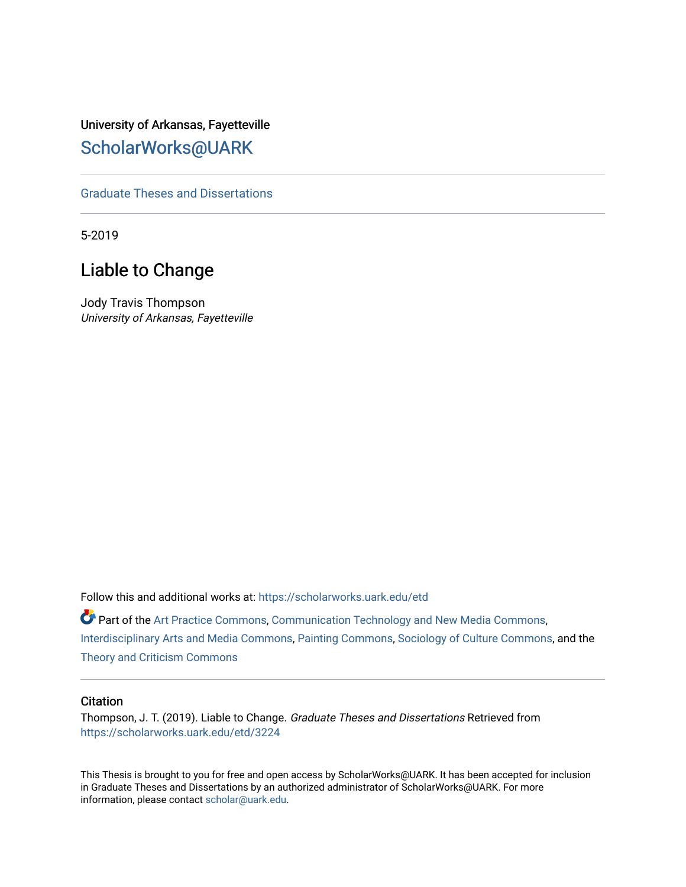University of Arkansas, Fayetteville

ScholarWorks@UARK

Graduate Theses and Dissertations

5-2019

# Liable to Change

Jody Travis Thompson
*University of Arkansas, Fayetteville*

Follow this and additional works at: https://scholarworks.uark.edu/etd

Part of the Art Practice Commons, Communication Technology and New Media Commons, Interdisciplinary Arts and Media Commons, Painting Commons, Sociology of Culture Commons, and the Theory and Criticism Commons

## Citation

Thompson, J. T. (2019). Liable to Change. *Graduate Theses and Dissertations* Retrieved from https://scholarworks.uark.edu/etd/3224

This Thesis is brought to you for free and open access by ScholarWorks@UARK. It has been accepted for inclusion in Graduate Theses and Dissertations by an authorized administrator of ScholarWorks@UARK. For more information, please contact scholar@uark.edu.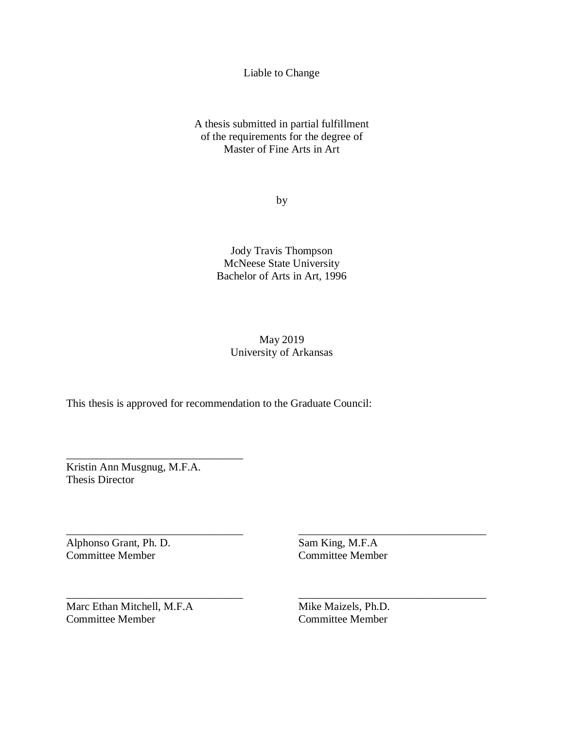Liable to Change

A thesis submitted in partial fulfillment
of the requirements for the degree of
Master of Fine Arts in Art

by

Jody Travis Thompson
McNeese State University
Bachelor of Arts in Art, 1996

May 2019
University of Arkansas

This thesis is approved for recommendation to the Graduate Council:

\_\_\_\_\_\_\_\_\_\_\_\_\_\_\_\_\_\_\_\_\_\_\_\_\_\_\_\_\_\_\_\_
Kristin Ann Musgnug, M.F.A.
Thesis Director

\_\_\_\_\_\_\_\_\_\_\_\_\_\_\_\_\_\_\_\_\_\_\_\_\_\_\_\_\_\_\_\_
Alphonso Grant, Ph. D.
Committee Member

\_\_\_\_\_\_\_\_\_\_\_\_\_\_\_\_\_\_\_\_\_\_\_\_\_\_\_\_\_\_\_\_
Sam King, M.F.A
Committee Member

\_\_\_\_\_\_\_\_\_\_\_\_\_\_\_\_\_\_\_\_\_\_\_\_\_\_\_\_\_\_\_\_
Marc Ethan Mitchell, M.F.A
Committee Member

\_\_\_\_\_\_\_\_\_\_\_\_\_\_\_\_\_\_\_\_\_\_\_\_\_\_\_\_\_\_\_\_
Mike Maizels, Ph.D.
Committee Member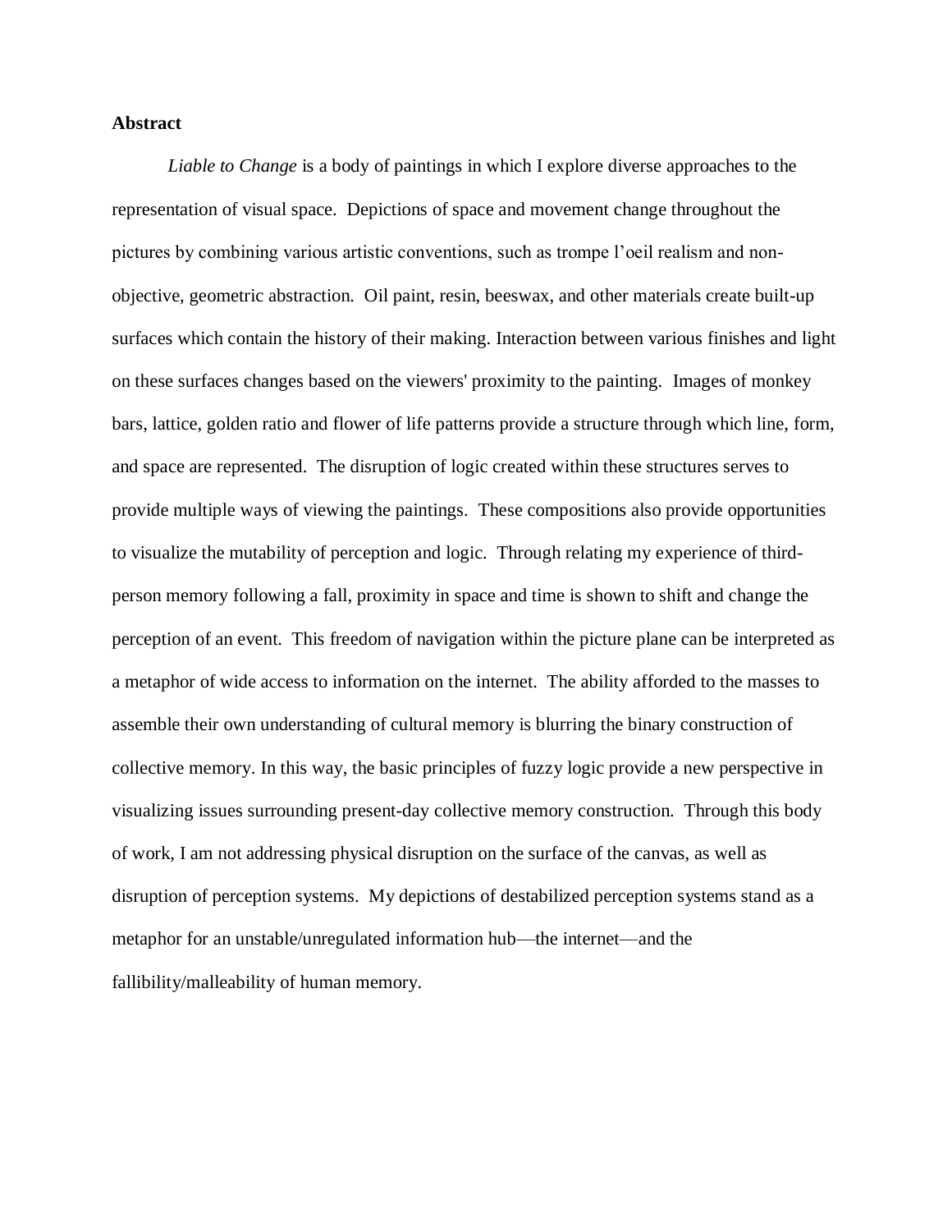**Abstract**

*Liable to Change* is a body of paintings in which I explore diverse approaches to the representation of visual space. Depictions of space and movement change throughout the pictures by combining various artistic conventions, such as trompe l'oeil realism and non-objective, geometric abstraction. Oil paint, resin, beeswax, and other materials create built-up surfaces which contain the history of their making. Interaction between various finishes and light on these surfaces changes based on the viewers' proximity to the painting. Images of monkey bars, lattice, golden ratio and flower of life patterns provide a structure through which line, form, and space are represented. The disruption of logic created within these structures serves to provide multiple ways of viewing the paintings. These compositions also provide opportunities to visualize the mutability of perception and logic. Through relating my experience of third-person memory following a fall, proximity in space and time is shown to shift and change the perception of an event. This freedom of navigation within the picture plane can be interpreted as a metaphor of wide access to information on the internet. The ability afforded to the masses to assemble their own understanding of cultural memory is blurring the binary construction of collective memory. In this way, the basic principles of fuzzy logic provide a new perspective in visualizing issues surrounding present-day collective memory construction. Through this body of work, I am not addressing physical disruption on the surface of the canvas, as well as disruption of perception systems. My depictions of destabilized perception systems stand as a metaphor for an unstable/unregulated information hub—the internet—and the fallibility/malleability of human memory.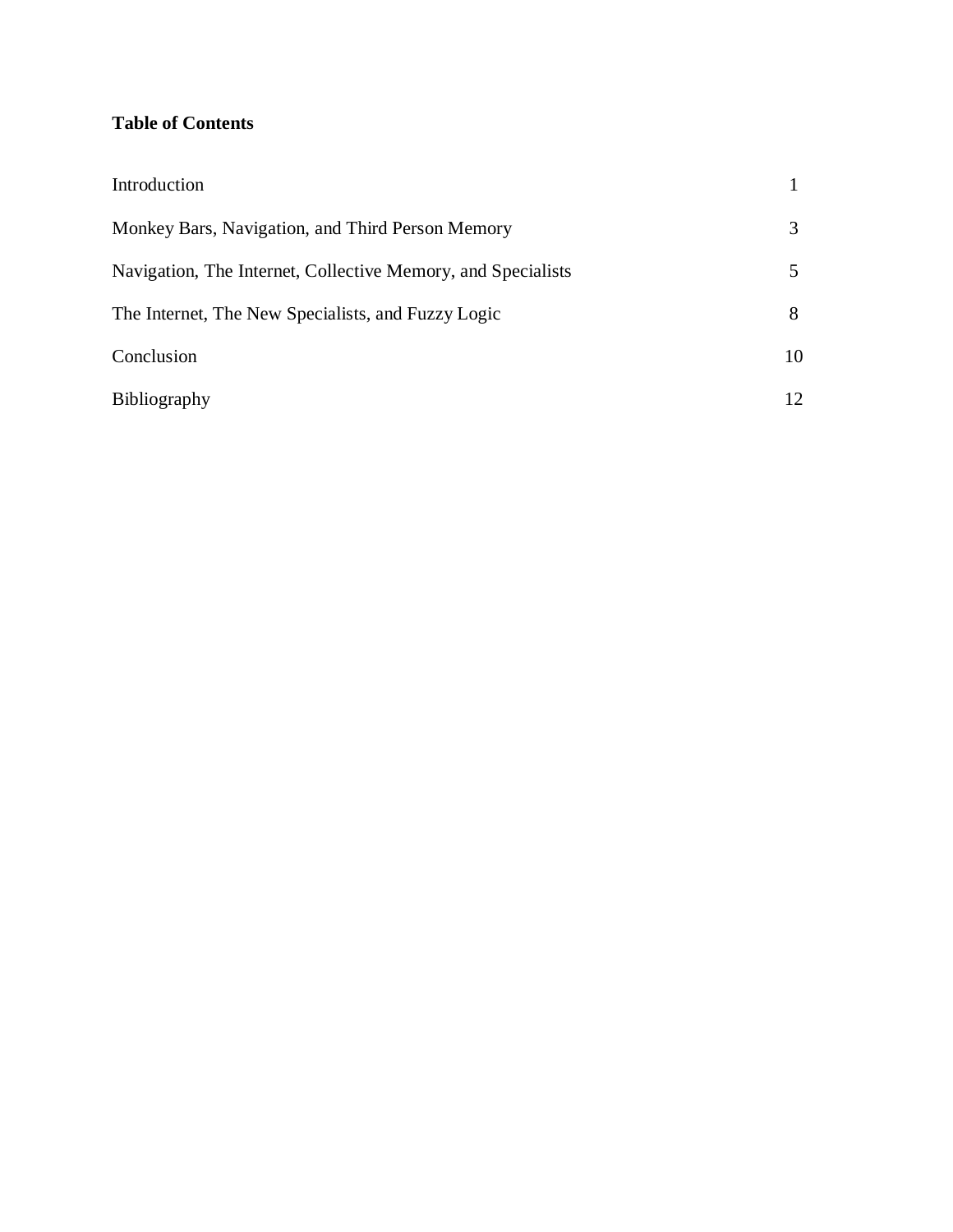**Table of Contents**

| | |
|---|---|
| Introduction | 1 |
| Monkey Bars, Navigation, and Third Person Memory | 3 |
| Navigation, The Internet, Collective Memory, and Specialists | 5 |
| The Internet, The New Specialists, and Fuzzy Logic | 8 |
| Conclusion | 10 |
| Bibliography | 12 |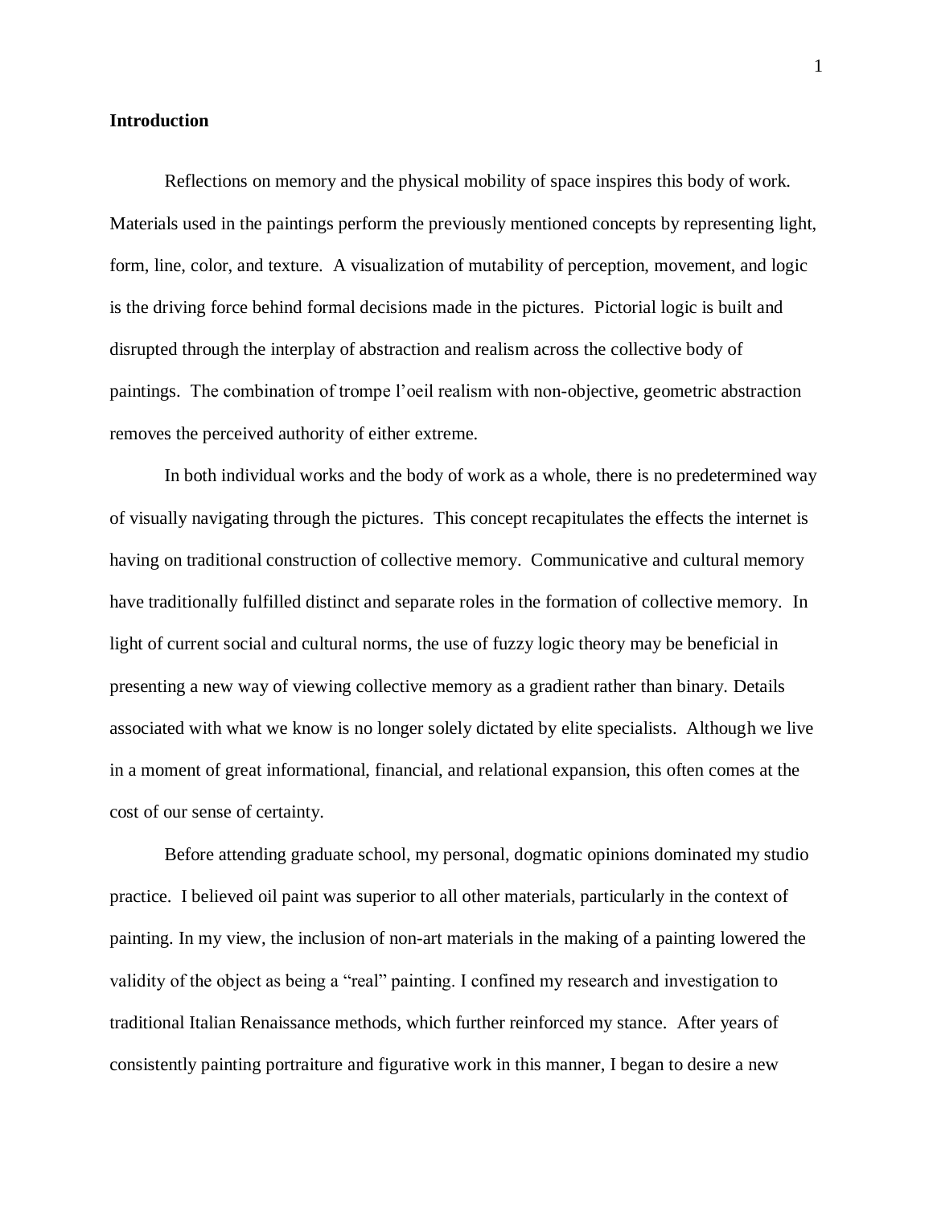## Introduction

Reflections on memory and the physical mobility of space inspires this body of work. Materials used in the paintings perform the previously mentioned concepts by representing light, form, line, color, and texture. A visualization of mutability of perception, movement, and logic is the driving force behind formal decisions made in the pictures. Pictorial logic is built and disrupted through the interplay of abstraction and realism across the collective body of paintings. The combination of trompe l'oeil realism with non-objective, geometric abstraction removes the perceived authority of either extreme.

In both individual works and the body of work as a whole, there is no predetermined way of visually navigating through the pictures. This concept recapitulates the effects the internet is having on traditional construction of collective memory. Communicative and cultural memory have traditionally fulfilled distinct and separate roles in the formation of collective memory. In light of current social and cultural norms, the use of fuzzy logic theory may be beneficial in presenting a new way of viewing collective memory as a gradient rather than binary. Details associated with what we know is no longer solely dictated by elite specialists. Although we live in a moment of great informational, financial, and relational expansion, this often comes at the cost of our sense of certainty.

Before attending graduate school, my personal, dogmatic opinions dominated my studio practice. I believed oil paint was superior to all other materials, particularly in the context of painting. In my view, the inclusion of non-art materials in the making of a painting lowered the validity of the object as being a "real" painting. I confined my research and investigation to traditional Italian Renaissance methods, which further reinforced my stance. After years of consistently painting portraiture and figurative work in this manner, I began to desire a new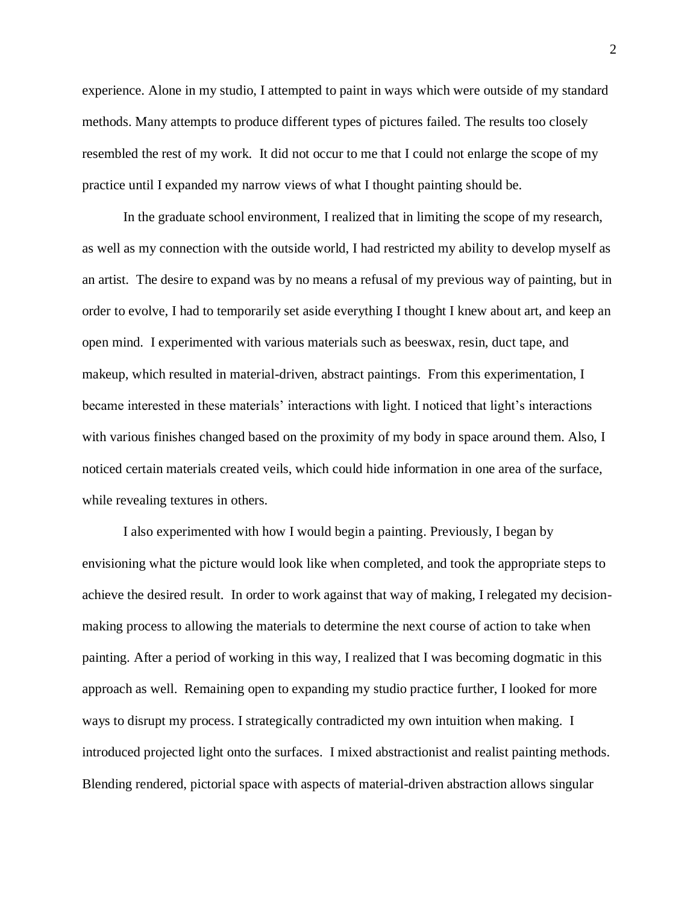experience. Alone in my studio, I attempted to paint in ways which were outside of my standard methods. Many attempts to produce different types of pictures failed. The results too closely resembled the rest of my work. It did not occur to me that I could not enlarge the scope of my practice until I expanded my narrow views of what I thought painting should be.

In the graduate school environment, I realized that in limiting the scope of my research, as well as my connection with the outside world, I had restricted my ability to develop myself as an artist. The desire to expand was by no means a refusal of my previous way of painting, but in order to evolve, I had to temporarily set aside everything I thought I knew about art, and keep an open mind. I experimented with various materials such as beeswax, resin, duct tape, and makeup, which resulted in material-driven, abstract paintings. From this experimentation, I became interested in these materials' interactions with light. I noticed that light's interactions with various finishes changed based on the proximity of my body in space around them. Also, I noticed certain materials created veils, which could hide information in one area of the surface, while revealing textures in others.

I also experimented with how I would begin a painting. Previously, I began by envisioning what the picture would look like when completed, and took the appropriate steps to achieve the desired result. In order to work against that way of making, I relegated my decision-making process to allowing the materials to determine the next course of action to take when painting. After a period of working in this way, I realized that I was becoming dogmatic in this approach as well. Remaining open to expanding my studio practice further, I looked for more ways to disrupt my process. I strategically contradicted my own intuition when making. I introduced projected light onto the surfaces. I mixed abstractionist and realist painting methods. Blending rendered, pictorial space with aspects of material-driven abstraction allows singular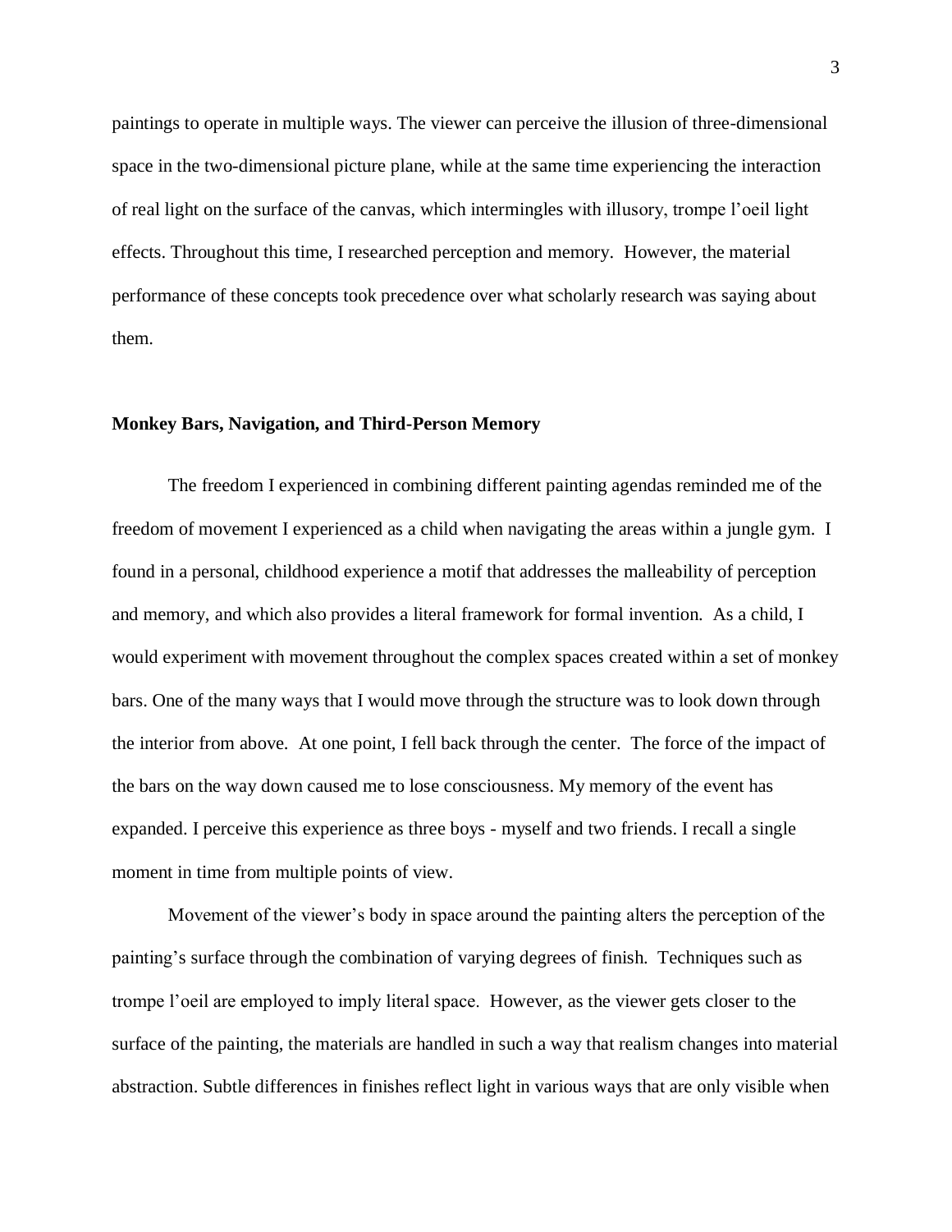paintings to operate in multiple ways. The viewer can perceive the illusion of three-dimensional space in the two-dimensional picture plane, while at the same time experiencing the interaction of real light on the surface of the canvas, which intermingles with illusory, trompe l'oeil light effects. Throughout this time, I researched perception and memory. However, the material performance of these concepts took precedence over what scholarly research was saying about them.

### Monkey Bars, Navigation, and Third-Person Memory

The freedom I experienced in combining different painting agendas reminded me of the freedom of movement I experienced as a child when navigating the areas within a jungle gym. I found in a personal, childhood experience a motif that addresses the malleability of perception and memory, and which also provides a literal framework for formal invention. As a child, I would experiment with movement throughout the complex spaces created within a set of monkey bars. One of the many ways that I would move through the structure was to look down through the interior from above. At one point, I fell back through the center. The force of the impact of the bars on the way down caused me to lose consciousness. My memory of the event has expanded. I perceive this experience as three boys - myself and two friends. I recall a single moment in time from multiple points of view.

Movement of the viewer's body in space around the painting alters the perception of the painting's surface through the combination of varying degrees of finish. Techniques such as trompe l'oeil are employed to imply literal space. However, as the viewer gets closer to the surface of the painting, the materials are handled in such a way that realism changes into material abstraction. Subtle differences in finishes reflect light in various ways that are only visible when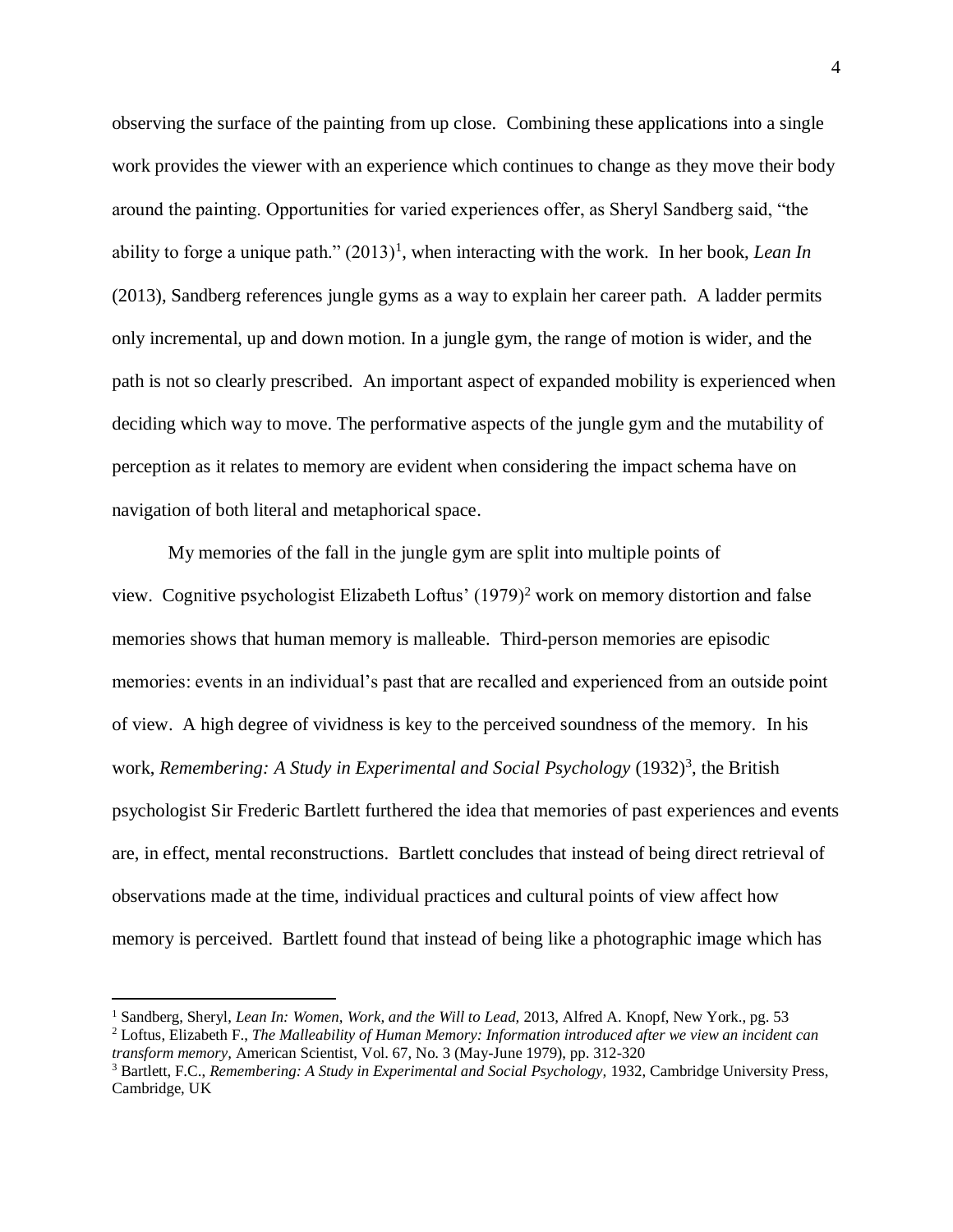observing the surface of the painting from up close. Combining these applications into a single work provides the viewer with an experience which continues to change as they move their body around the painting. Opportunities for varied experiences offer, as Sheryl Sandberg said, "the ability to forge a unique path." (2013)[1], when interacting with the work. In her book, *Lean In* (2013), Sandberg references jungle gyms as a way to explain her career path. A ladder permits only incremental, up and down motion. In a jungle gym, the range of motion is wider, and the path is not so clearly prescribed. An important aspect of expanded mobility is experienced when deciding which way to move. The performative aspects of the jungle gym and the mutability of perception as it relates to memory are evident when considering the impact schema have on navigation of both literal and metaphorical space.

My memories of the fall in the jungle gym are split into multiple points of view. Cognitive psychologist Elizabeth Loftus' (1979)[2] work on memory distortion and false memories shows that human memory is malleable. Third-person memories are episodic memories: events in an individual's past that are recalled and experienced from an outside point of view. A high degree of vividness is key to the perceived soundness of the memory. In his work, *Remembering: A Study in Experimental and Social Psychology* (1932)[3], the British psychologist Sir Frederic Bartlett furthered the idea that memories of past experiences and events are, in effect, mental reconstructions. Bartlett concludes that instead of being direct retrieval of observations made at the time, individual practices and cultural points of view affect how memory is perceived. Bartlett found that instead of being like a photographic image which has

---

[1] Sandberg, Sheryl, *Lean In: Women, Work, and the Will to Lead*, 2013, Alfred A. Knopf, New York., pg. 53

[2] Loftus, Elizabeth F., *The Malleability of Human Memory: Information introduced after we view an incident can transform memory,* American Scientist, Vol. 67, No. 3 (May-June 1979), pp. 312-320

[3] Bartlett, F.C., *Remembering: A Study in Experimental and Social Psychology,* 1932, Cambridge University Press, Cambridge, UK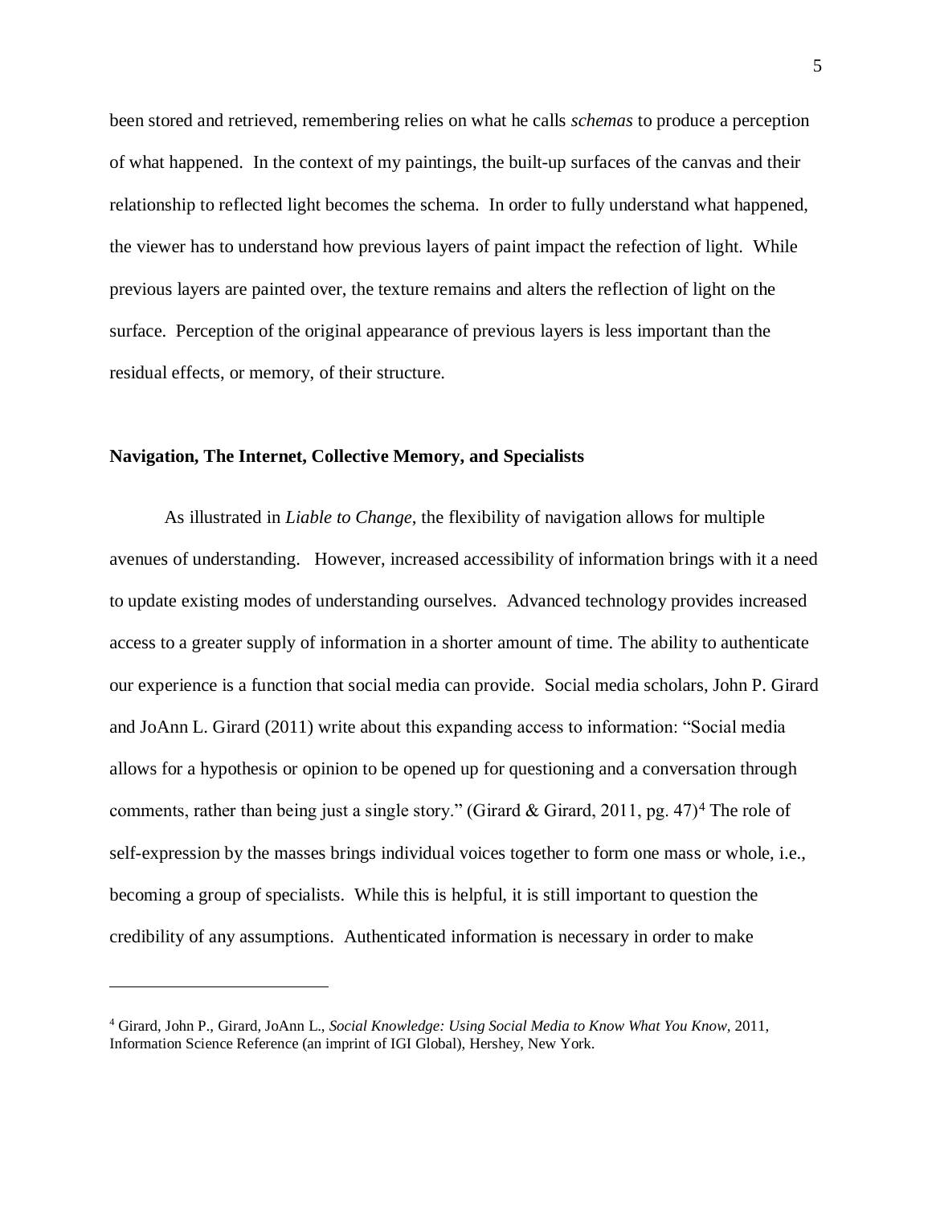been stored and retrieved, remembering relies on what he calls *schemas* to produce a perception of what happened. In the context of my paintings, the built-up surfaces of the canvas and their relationship to reflected light becomes the schema. In order to fully understand what happened, the viewer has to understand how previous layers of paint impact the refection of light. While previous layers are painted over, the texture remains and alters the reflection of light on the surface. Perception of the original appearance of previous layers is less important than the residual effects, or memory, of their structure.

**Navigation, The Internet, Collective Memory, and Specialists**

As illustrated in *Liable to Change*, the flexibility of navigation allows for multiple avenues of understanding. However, increased accessibility of information brings with it a need to update existing modes of understanding ourselves. Advanced technology provides increased access to a greater supply of information in a shorter amount of time. The ability to authenticate our experience is a function that social media can provide. Social media scholars, John P. Girard and JoAnn L. Girard (2011) write about this expanding access to information: "Social media allows for a hypothesis or opinion to be opened up for questioning and a conversation through comments, rather than being just a single story." (Girard & Girard, 2011, pg. 47)[4] The role of self-expression by the masses brings individual voices together to form one mass or whole, i.e., becoming a group of specialists. While this is helpful, it is still important to question the credibility of any assumptions. Authenticated information is necessary in order to make

---

[4] Girard, John P., Girard, JoAnn L., *Social Knowledge: Using Social Media to Know What You Know*, 2011, Information Science Reference (an imprint of IGI Global), Hershey, New York.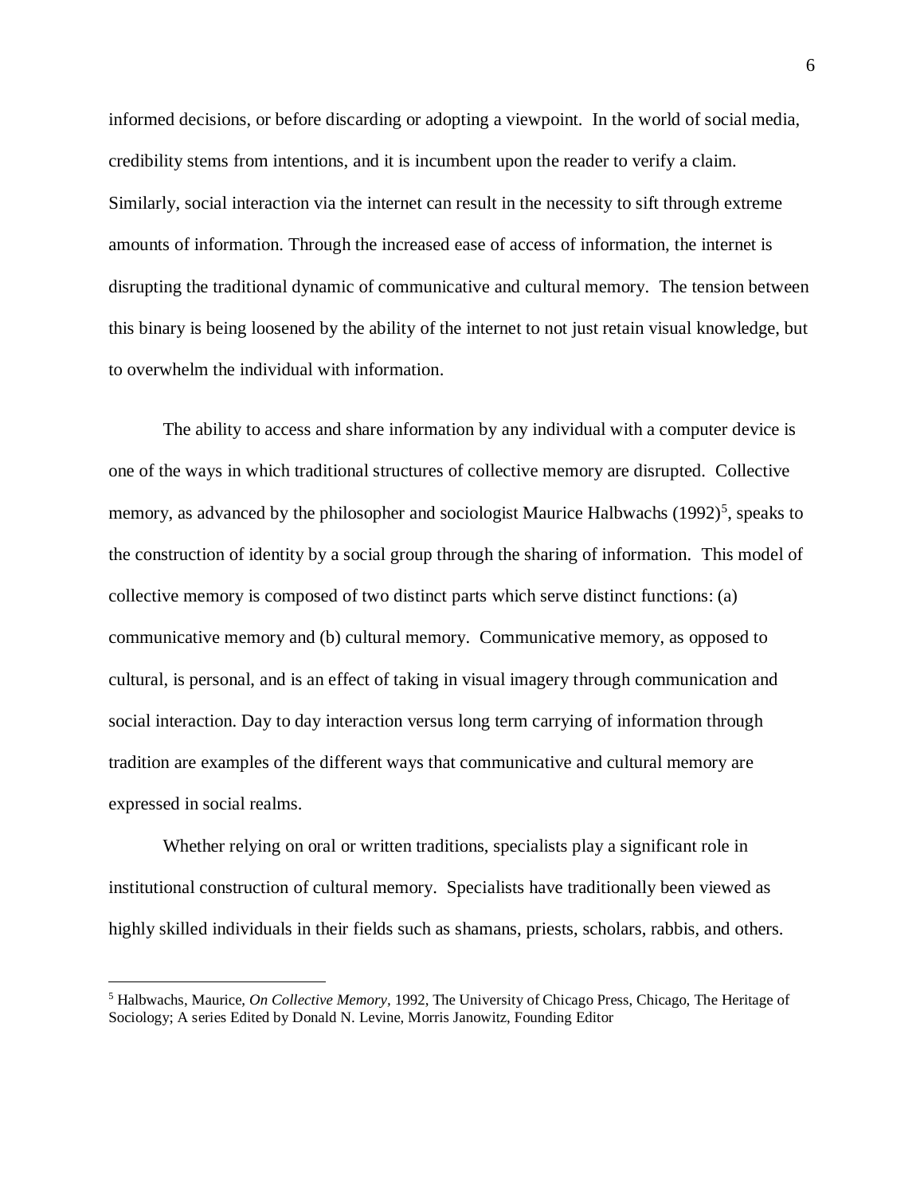informed decisions, or before discarding or adopting a viewpoint. In the world of social media, credibility stems from intentions, and it is incumbent upon the reader to verify a claim. Similarly, social interaction via the internet can result in the necessity to sift through extreme amounts of information. Through the increased ease of access of information, the internet is disrupting the traditional dynamic of communicative and cultural memory. The tension between this binary is being loosened by the ability of the internet to not just retain visual knowledge, but to overwhelm the individual with information.

The ability to access and share information by any individual with a computer device is one of the ways in which traditional structures of collective memory are disrupted. Collective memory, as advanced by the philosopher and sociologist Maurice Halbwachs (1992)[5], speaks to the construction of identity by a social group through the sharing of information. This model of collective memory is composed of two distinct parts which serve distinct functions: (a) communicative memory and (b) cultural memory. Communicative memory, as opposed to cultural, is personal, and is an effect of taking in visual imagery through communication and social interaction. Day to day interaction versus long term carrying of information through tradition are examples of the different ways that communicative and cultural memory are expressed in social realms.

Whether relying on oral or written traditions, specialists play a significant role in institutional construction of cultural memory. Specialists have traditionally been viewed as highly skilled individuals in their fields such as shamans, priests, scholars, rabbis, and others.

---

[5] Halbwachs, Maurice, *On Collective Memory*, 1992, The University of Chicago Press, Chicago, The Heritage of Sociology; A series Edited by Donald N. Levine, Morris Janowitz, Founding Editor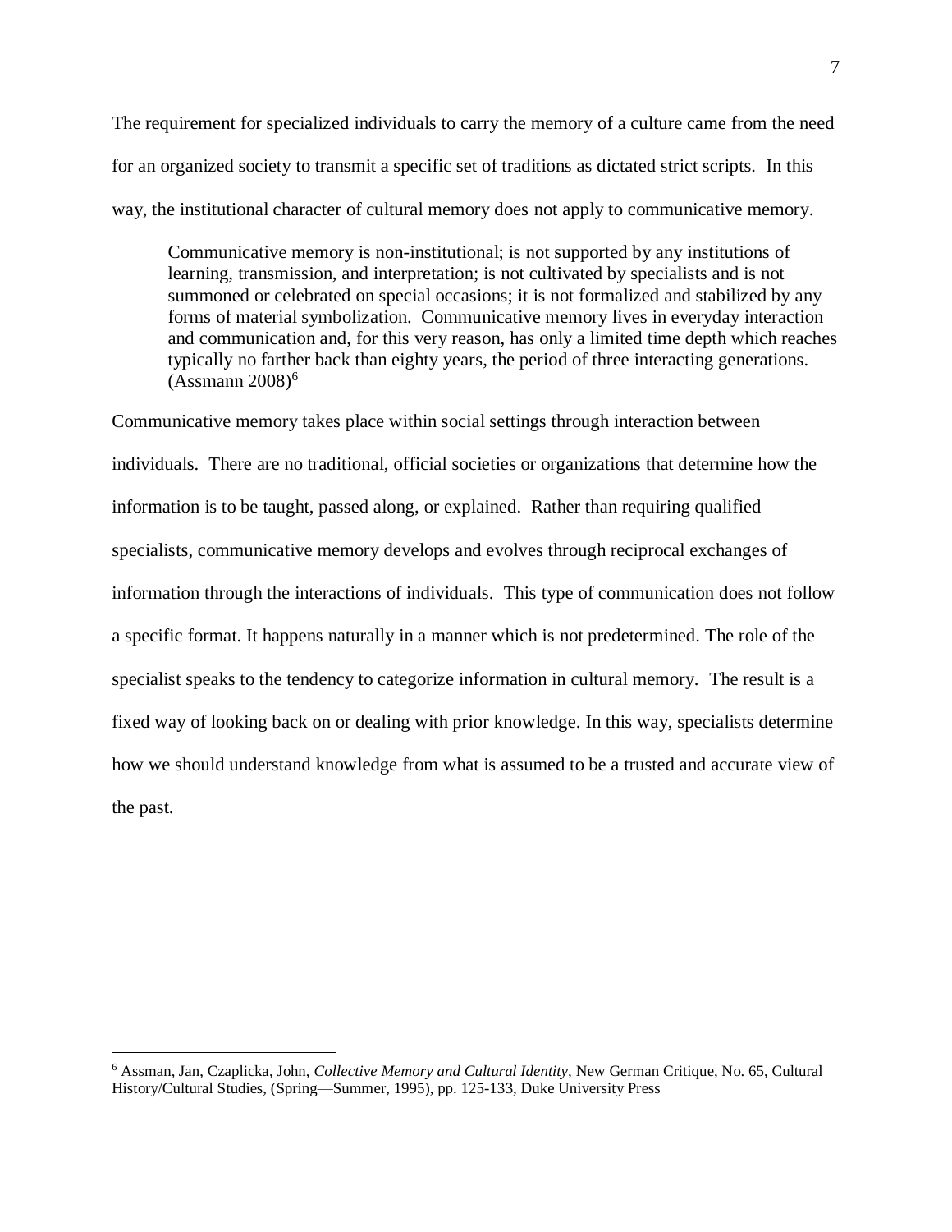The requirement for specialized individuals to carry the memory of a culture came from the need for an organized society to transmit a specific set of traditions as dictated strict scripts. In this way, the institutional character of cultural memory does not apply to communicative memory.

> Communicative memory is non-institutional; is not supported by any institutions of learning, transmission, and interpretation; is not cultivated by specialists and is not summoned or celebrated on special occasions; it is not formalized and stabilized by any forms of material symbolization. Communicative memory lives in everyday interaction and communication and, for this very reason, has only a limited time depth which reaches typically no farther back than eighty years, the period of three interacting generations. (Assmann 2008)[6]

Communicative memory takes place within social settings through interaction between individuals. There are no traditional, official societies or organizations that determine how the information is to be taught, passed along, or explained. Rather than requiring qualified specialists, communicative memory develops and evolves through reciprocal exchanges of information through the interactions of individuals. This type of communication does not follow a specific format. It happens naturally in a manner which is not predetermined. The role of the specialist speaks to the tendency to categorize information in cultural memory. The result is a fixed way of looking back on or dealing with prior knowledge. In this way, specialists determine how we should understand knowledge from what is assumed to be a trusted and accurate view of the past.

---

[6] Assman, Jan, Czaplicka, John, *Collective Memory and Cultural Identity*, New German Critique, No. 65, Cultural History/Cultural Studies, (Spring—Summer, 1995), pp. 125-133, Duke University Press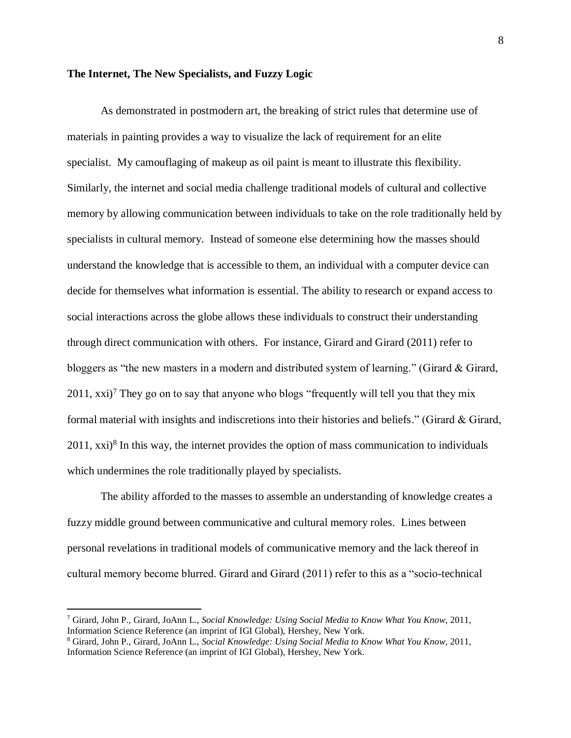**The Internet, The New Specialists, and Fuzzy Logic**

As demonstrated in postmodern art, the breaking of strict rules that determine use of materials in painting provides a way to visualize the lack of requirement for an elite specialist. My camouflaging of makeup as oil paint is meant to illustrate this flexibility. Similarly, the internet and social media challenge traditional models of cultural and collective memory by allowing communication between individuals to take on the role traditionally held by specialists in cultural memory. Instead of someone else determining how the masses should understand the knowledge that is accessible to them, an individual with a computer device can decide for themselves what information is essential. The ability to research or expand access to social interactions across the globe allows these individuals to construct their understanding through direct communication with others. For instance, Girard and Girard (2011) refer to bloggers as "the new masters in a modern and distributed system of learning." (Girard & Girard, 2011, xxi)[7] They go on to say that anyone who blogs "frequently will tell you that they mix formal material with insights and indiscretions into their histories and beliefs." (Girard & Girard, 2011, xxi)[8] In this way, the internet provides the option of mass communication to individuals which undermines the role traditionally played by specialists.

The ability afforded to the masses to assemble an understanding of knowledge creates a fuzzy middle ground between communicative and cultural memory roles. Lines between personal revelations in traditional models of communicative memory and the lack thereof in cultural memory become blurred. Girard and Girard (2011) refer to this as a "socio-technical

---

[7] Girard, John P., Girard, JoAnn L., *Social Knowledge: Using Social Media to Know What You Know*, 2011, Information Science Reference (an imprint of IGI Global), Hershey, New York.

[8] Girard, John P., Girard, JoAnn L., *Social Knowledge: Using Social Media to Know What You Know*, 2011, Information Science Reference (an imprint of IGI Global), Hershey, New York.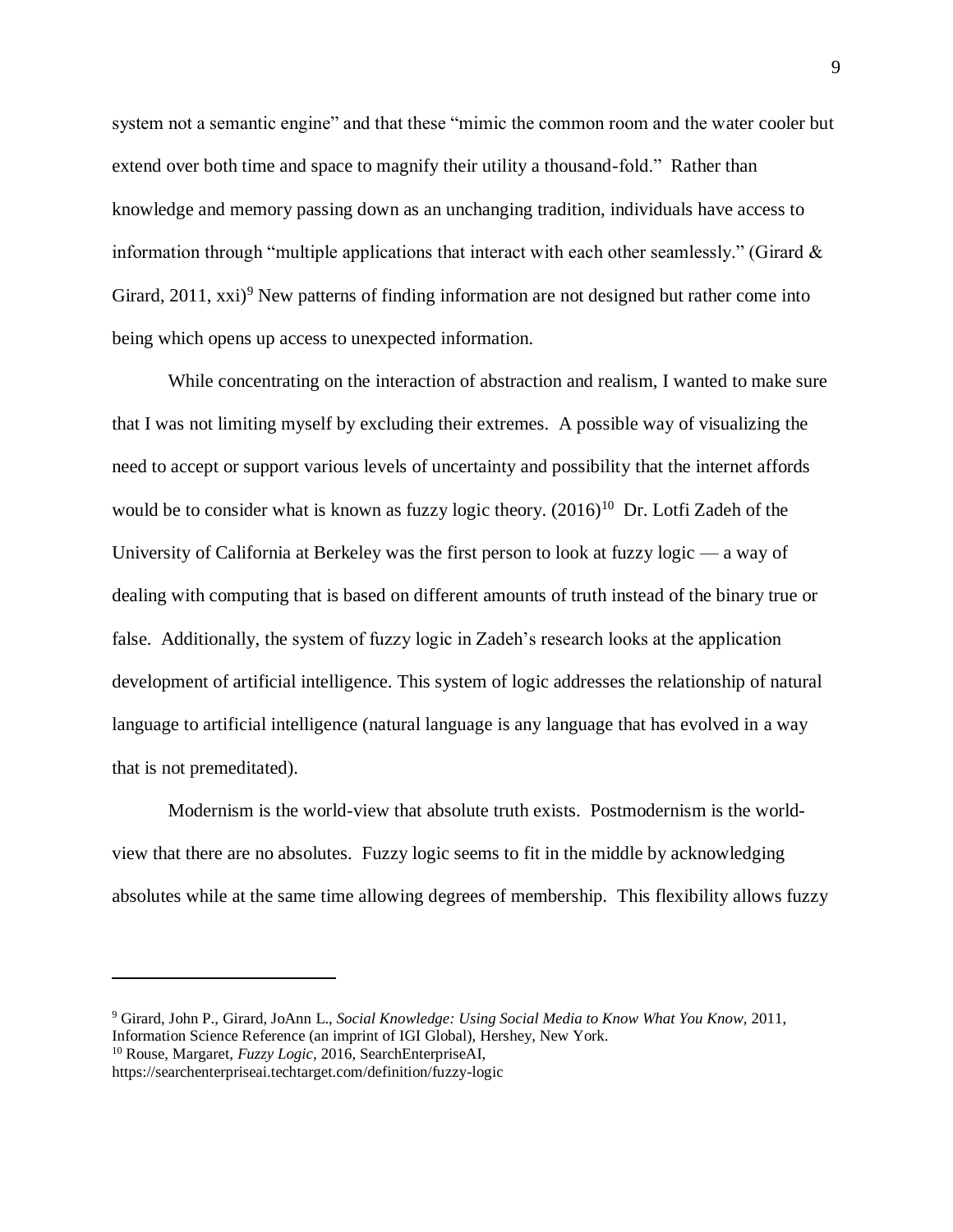system not a semantic engine" and that these "mimic the common room and the water cooler but extend over both time and space to magnify their utility a thousand-fold." Rather than knowledge and memory passing down as an unchanging tradition, individuals have access to information through "multiple applications that interact with each other seamlessly." (Girard & Girard, 2011, xxi)[9] New patterns of finding information are not designed but rather come into being which opens up access to unexpected information.

While concentrating on the interaction of abstraction and realism, I wanted to make sure that I was not limiting myself by excluding their extremes. A possible way of visualizing the need to accept or support various levels of uncertainty and possibility that the internet affords would be to consider what is known as fuzzy logic theory. (2016)[10] Dr. Lotfi Zadeh of the University of California at Berkeley was the first person to look at fuzzy logic — a way of dealing with computing that is based on different amounts of truth instead of the binary true or false. Additionally, the system of fuzzy logic in Zadeh's research looks at the application development of artificial intelligence. This system of logic addresses the relationship of natural language to artificial intelligence (natural language is any language that has evolved in a way that is not premeditated).

Modernism is the world-view that absolute truth exists. Postmodernism is the world-view that there are no absolutes. Fuzzy logic seems to fit in the middle by acknowledging absolutes while at the same time allowing degrees of membership. This flexibility allows fuzzy

---

[9] Girard, John P., Girard, JoAnn L., *Social Knowledge: Using Social Media to Know What You Know*, 2011, Information Science Reference (an imprint of IGI Global), Hershey, New York.

[10] Rouse, Margaret, *Fuzzy Logic*, 2016, SearchEnterpriseAI, https://searchenterpriseai.techtarget.com/definition/fuzzy-logic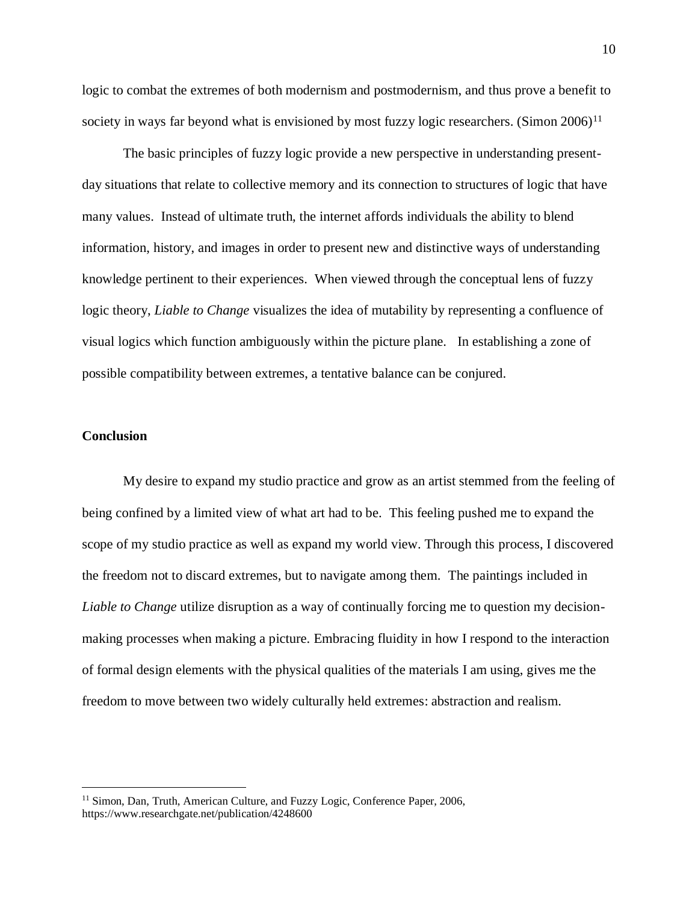logic to combat the extremes of both modernism and postmodernism, and thus prove a benefit to society in ways far beyond what is envisioned by most fuzzy logic researchers. (Simon 2006)[11]

The basic principles of fuzzy logic provide a new perspective in understanding present-day situations that relate to collective memory and its connection to structures of logic that have many values. Instead of ultimate truth, the internet affords individuals the ability to blend information, history, and images in order to present new and distinctive ways of understanding knowledge pertinent to their experiences. When viewed through the conceptual lens of fuzzy logic theory, *Liable to Change* visualizes the idea of mutability by representing a confluence of visual logics which function ambiguously within the picture plane. In establishing a zone of possible compatibility between extremes, a tentative balance can be conjured.

**Conclusion**

My desire to expand my studio practice and grow as an artist stemmed from the feeling of being confined by a limited view of what art had to be. This feeling pushed me to expand the scope of my studio practice as well as expand my world view. Through this process, I discovered the freedom not to discard extremes, but to navigate among them. The paintings included in *Liable to Change* utilize disruption as a way of continually forcing me to question my decision-making processes when making a picture. Embracing fluidity in how I respond to the interaction of formal design elements with the physical qualities of the materials I am using, gives me the freedom to move between two widely culturally held extremes: abstraction and realism.

---

[11] Simon, Dan, Truth, American Culture, and Fuzzy Logic, Conference Paper, 2006, https://www.researchgate.net/publication/4248600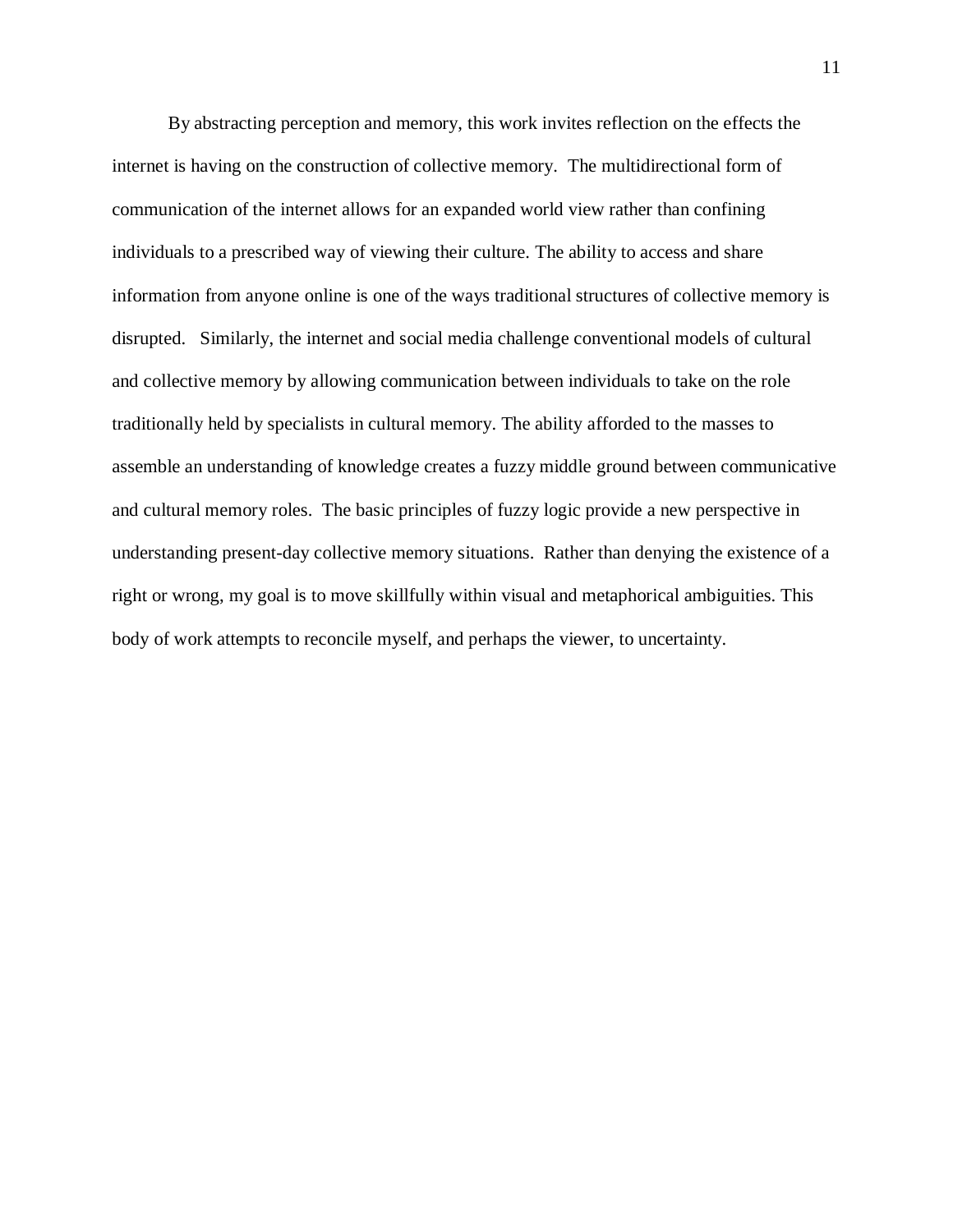By abstracting perception and memory, this work invites reflection on the effects the internet is having on the construction of collective memory. The multidirectional form of communication of the internet allows for an expanded world view rather than confining individuals to a prescribed way of viewing their culture. The ability to access and share information from anyone online is one of the ways traditional structures of collective memory is disrupted. Similarly, the internet and social media challenge conventional models of cultural and collective memory by allowing communication between individuals to take on the role traditionally held by specialists in cultural memory. The ability afforded to the masses to assemble an understanding of knowledge creates a fuzzy middle ground between communicative and cultural memory roles. The basic principles of fuzzy logic provide a new perspective in understanding present-day collective memory situations. Rather than denying the existence of a right or wrong, my goal is to move skillfully within visual and metaphorical ambiguities. This body of work attempts to reconcile myself, and perhaps the viewer, to uncertainty.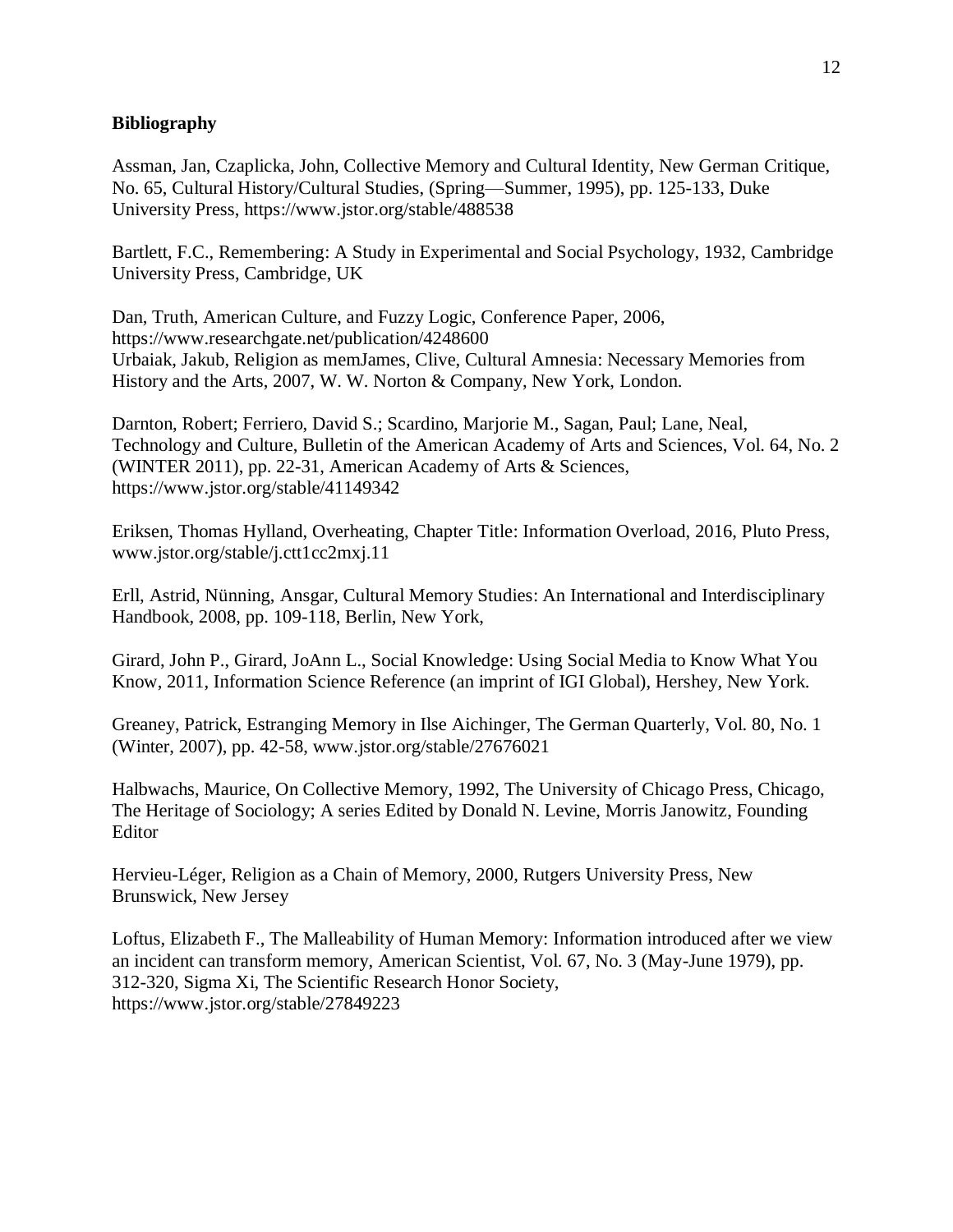**Bibliography**

Assman, Jan, Czaplicka, John, Collective Memory and Cultural Identity, New German Critique, No. 65, Cultural History/Cultural Studies, (Spring—Summer, 1995), pp. 125-133, Duke University Press, https://www.jstor.org/stable/488538

Bartlett, F.C., Remembering: A Study in Experimental and Social Psychology, 1932, Cambridge University Press, Cambridge, UK

Dan, Truth, American Culture, and Fuzzy Logic, Conference Paper, 2006, https://www.researchgate.net/publication/4248600
Urbaiak, Jakub, Religion as memJames, Clive, Cultural Amnesia: Necessary Memories from History and the Arts, 2007, W. W. Norton & Company, New York, London.

Darnton, Robert; Ferriero, David S.; Scardino, Marjorie M., Sagan, Paul; Lane, Neal, Technology and Culture, Bulletin of the American Academy of Arts and Sciences, Vol. 64, No. 2 (WINTER 2011), pp. 22-31, American Academy of Arts & Sciences, https://www.jstor.org/stable/41149342

Eriksen, Thomas Hylland, Overheating, Chapter Title: Information Overload, 2016, Pluto Press, www.jstor.org/stable/j.ctt1cc2mxj.11

Erll, Astrid, Nünning, Ansgar, Cultural Memory Studies: An International and Interdisciplinary Handbook, 2008, pp. 109-118, Berlin, New York,

Girard, John P., Girard, JoAnn L., Social Knowledge: Using Social Media to Know What You Know, 2011, Information Science Reference (an imprint of IGI Global), Hershey, New York.

Greaney, Patrick, Estranging Memory in Ilse Aichinger, The German Quarterly, Vol. 80, No. 1 (Winter, 2007), pp. 42-58, www.jstor.org/stable/27676021

Halbwachs, Maurice, On Collective Memory, 1992, The University of Chicago Press, Chicago, The Heritage of Sociology; A series Edited by Donald N. Levine, Morris Janowitz, Founding Editor

Hervieu-Léger, Religion as a Chain of Memory, 2000, Rutgers University Press, New Brunswick, New Jersey

Loftus, Elizabeth F., The Malleability of Human Memory: Information introduced after we view an incident can transform memory, American Scientist, Vol. 67, No. 3 (May-June 1979), pp. 312-320, Sigma Xi, The Scientific Research Honor Society, https://www.jstor.org/stable/27849223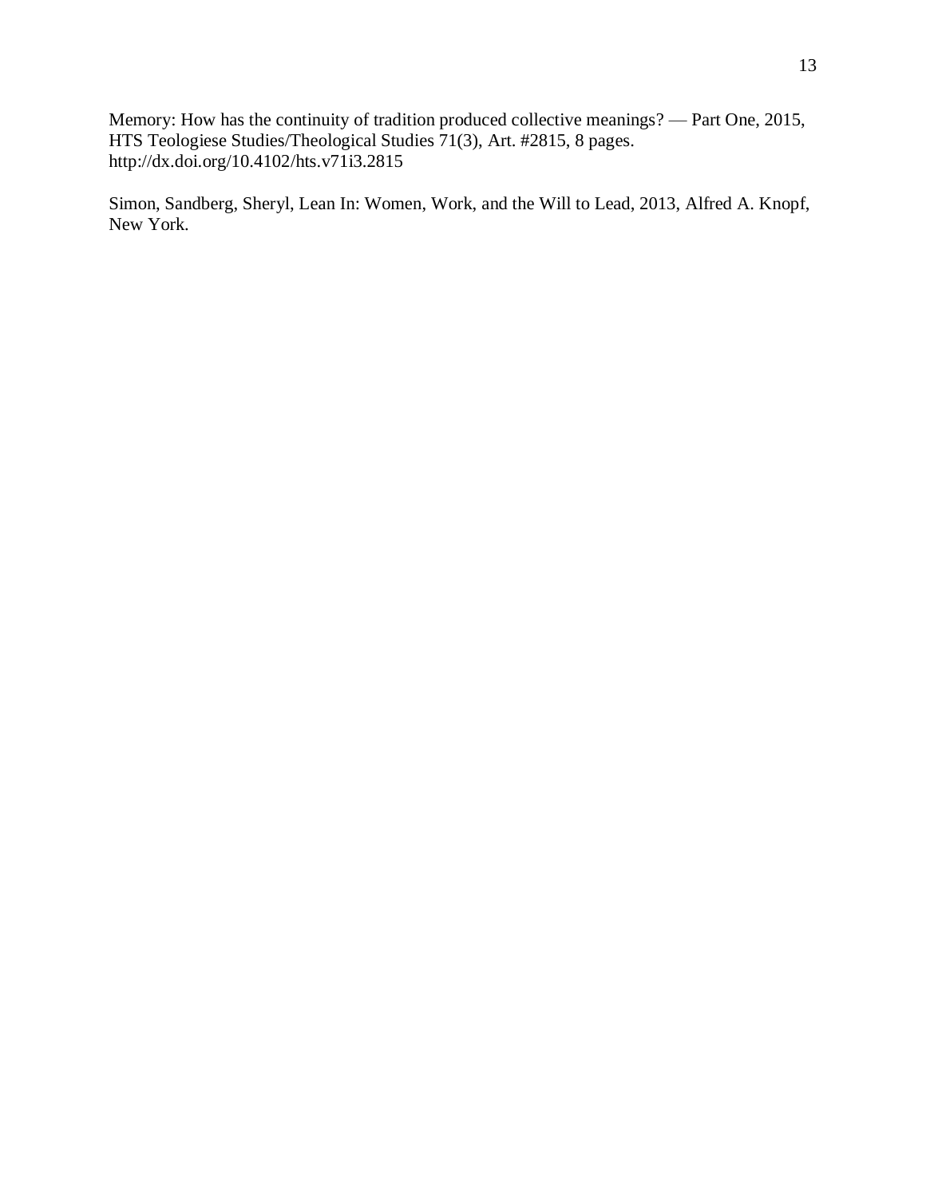Memory: How has the continuity of tradition produced collective meanings? — Part One, 2015, HTS Teologiese Studies/Theological Studies 71(3), Art. #2815, 8 pages. http://dx.doi.org/10.4102/hts.v71i3.2815

Simon, Sandberg, Sheryl, Lean In: Women, Work, and the Will to Lead, 2013, Alfred A. Knopf, New York.